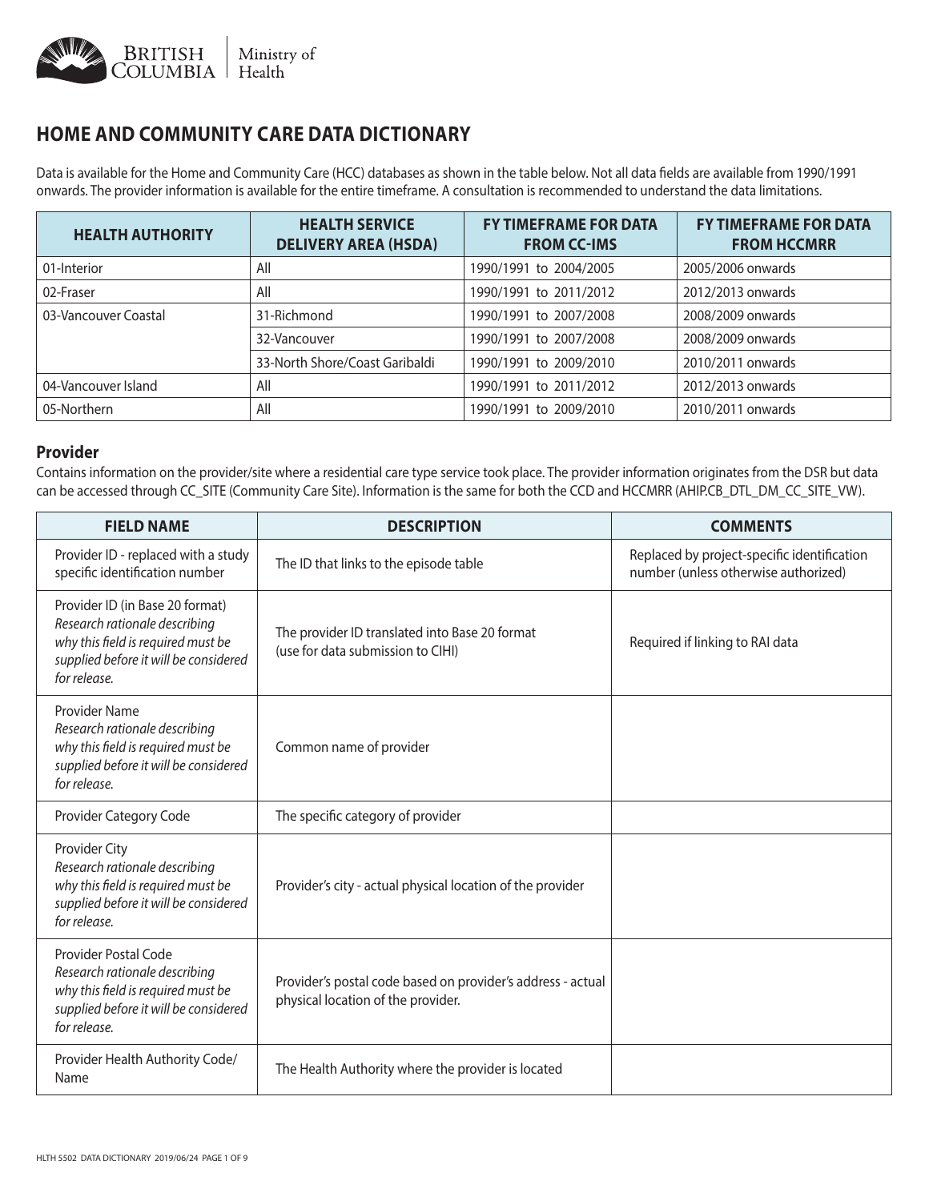# HOME AND COMMUNITY CARE DATA DICTIONARY

Data is available for the Home and Community Care (HCC) databases as shown in the table below. Not all data fields are available from 1990/1991 onwards. The provider information is available for the entire timeframe. A consultation is recommended to understand the data limitations.

| HEALTH AUTHORITY | HEALTH SERVICE DELIVERY AREA (HSDA) | FY TIMEFRAME FOR DATA FROM CC-IMS | FY TIMEFRAME FOR DATA FROM HCCMRR |
|---|---|---|---|
| 01-Interior | All | 1990/1991 to 2004/2005 | 2005/2006 onwards |
| 02-Fraser | All | 1990/1991 to 2011/2012 | 2012/2013 onwards |
| 03-Vancouver Coastal | 31-Richmond | 1990/1991 to 2007/2008 | 2008/2009 onwards |
| | 32-Vancouver | 1990/1991 to 2007/2008 | 2008/2009 onwards |
| | 33-North Shore/Coast Garibaldi | 1990/1991 to 2009/2010 | 2010/2011 onwards |
| 04-Vancouver Island | All | 1990/1991 to 2011/2012 | 2012/2013 onwards |
| 05-Northern | All | 1990/1991 to 2009/2010 | 2010/2011 onwards |

## Provider

Contains information on the provider/site where a residential care type service took place. The provider information originates from the DSR but data can be accessed through CC_SITE (Community Care Site). Information is the same for both the CCD and HCCMRR (AHIP.CB_DTL_DM_CC_SITE_VW).

| FIELD NAME | DESCRIPTION | COMMENTS |
|---|---|---|
| Provider ID - replaced with a study specific identification number | The ID that links to the episode table | Replaced by project-specific identification number (unless otherwise authorized) |
| Provider ID (in Base 20 format) *Research rationale describing why this field is required must be supplied before it will be considered for release.* | The provider ID translated into Base 20 format (use for data submission to CIHI) | Required if linking to RAI data |
| Provider Name *Research rationale describing why this field is required must be supplied before it will be considered for release.* | Common name of provider | |
| Provider Category Code | The specific category of provider | |
| Provider City *Research rationale describing why this field is required must be supplied before it will be considered for release.* | Provider's city - actual physical location of the provider | |
| Provider Postal Code *Research rationale describing why this field is required must be supplied before it will be considered for release.* | Provider's postal code based on provider's address - actual physical location of the provider. | |
| Provider Health Authority Code/ Name | The Health Authority where the provider is located | |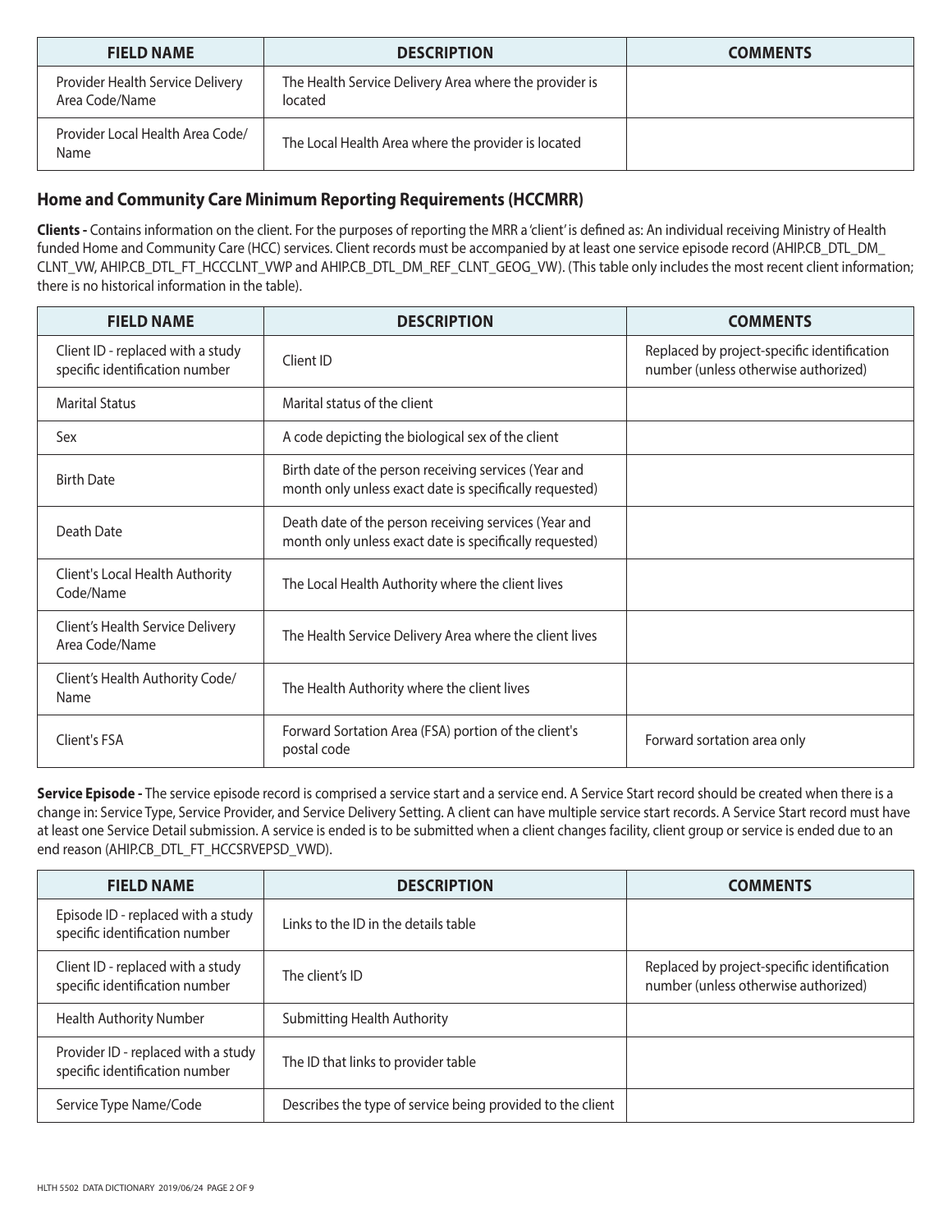| FIELD NAME | DESCRIPTION | COMMENTS |
|---|---|---|
| Provider Health Service Delivery Area Code/Name | The Health Service Delivery Area where the provider is located | |
| Provider Local Health Area Code/ Name | The Local Health Area where the provider is located | |

## Home and Community Care Minimum Reporting Requirements (HCCMRR)

**Clients -** Contains information on the client. For the purposes of reporting the MRR a 'client' is defined as: An individual receiving Ministry of Health funded Home and Community Care (HCC) services. Client records must be accompanied by at least one service episode record (AHIP.CB_DTL_DM_ CLNT_VW, AHIP.CB_DTL_FT_HCCCLNT_VWP and AHIP.CB_DTL_DM_REF_CLNT_GEOG_VW). (This table only includes the most recent client information; there is no historical information in the table).

| FIELD NAME | DESCRIPTION | COMMENTS |
|---|---|---|
| Client ID - replaced with a study specific identification number | Client ID | Replaced by project-specific identification number (unless otherwise authorized) |
| Marital Status | Marital status of the client | |
| Sex | A code depicting the biological sex of the client | |
| Birth Date | Birth date of the person receiving services (Year and month only unless exact date is specifically requested) | |
| Death Date | Death date of the person receiving services (Year and month only unless exact date is specifically requested) | |
| Client's Local Health Authority Code/Name | The Local Health Authority where the client lives | |
| Client's Health Service Delivery Area Code/Name | The Health Service Delivery Area where the client lives | |
| Client's Health Authority Code/ Name | The Health Authority where the client lives | |
| Client's FSA | Forward Sortation Area (FSA) portion of the client's postal code | Forward sortation area only |

**Service Episode -** The service episode record is comprised a service start and a service end. A Service Start record should be created when there is a change in: Service Type, Service Provider, and Service Delivery Setting. A client can have multiple service start records. A Service Start record must have at least one Service Detail submission. A service is ended is to be submitted when a client changes facility, client group or service is ended due to an end reason (AHIP.CB_DTL_FT_HCCSRVEPSD_VWD).

| FIELD NAME | DESCRIPTION | COMMENTS |
|---|---|---|
| Episode ID - replaced with a study specific identification number | Links to the ID in the details table | |
| Client ID - replaced with a study specific identification number | The client's ID | Replaced by project-specific identification number (unless otherwise authorized) |
| Health Authority Number | Submitting Health Authority | |
| Provider ID - replaced with a study specific identification number | The ID that links to provider table | |
| Service Type Name/Code | Describes the type of service being provided to the client | |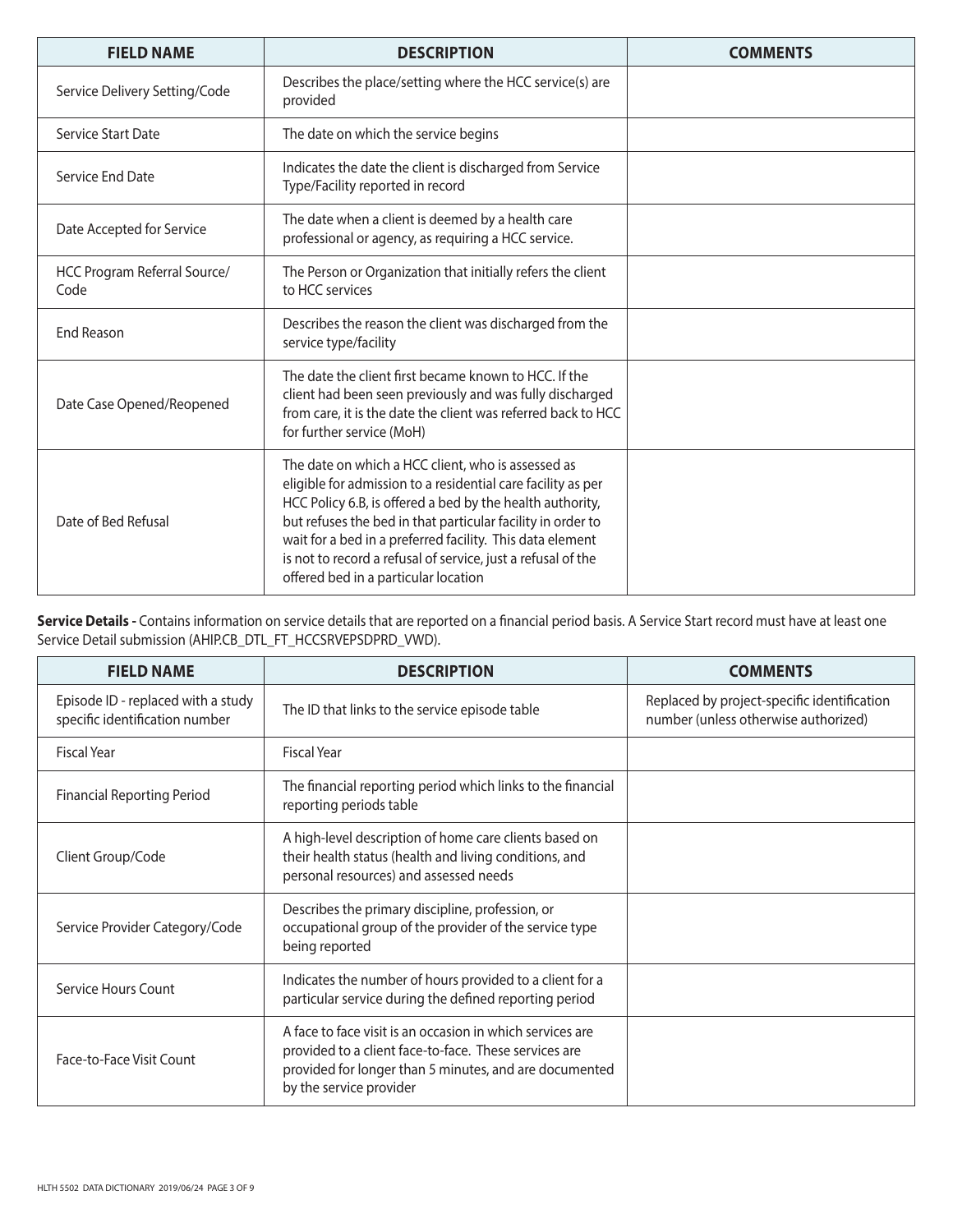| FIELD NAME | DESCRIPTION | COMMENTS |
|---|---|---|
| Service Delivery Setting/Code | Describes the place/setting where the HCC service(s) are provided | |
| Service Start Date | The date on which the service begins | |
| Service End Date | Indicates the date the client is discharged from Service Type/Facility reported in record | |
| Date Accepted for Service | The date when a client is deemed by a health care professional or agency, as requiring a HCC service. | |
| HCC Program Referral Source/ Code | The Person or Organization that initially refers the client to HCC services | |
| End Reason | Describes the reason the client was discharged from the service type/facility | |
| Date Case Opened/Reopened | The date the client first became known to HCC. If the client had been seen previously and was fully discharged from care, it is the date the client was referred back to HCC for further service (MoH) | |
| Date of Bed Refusal | The date on which a HCC client, who is assessed as eligible for admission to a residential care facility as per HCC Policy 6.B, is offered a bed by the health authority, but refuses the bed in that particular facility in order to wait for a bed in a preferred facility. This data element is not to record a refusal of service, just a refusal of the offered bed in a particular location | |

**Service Details -** Contains information on service details that are reported on a financial period basis. A Service Start record must have at least one Service Detail submission (AHIP.CB_DTL_FT_HCCSRVEPSDPRD_VWD).

| FIELD NAME | DESCRIPTION | COMMENTS |
|---|---|---|
| Episode ID - replaced with a study specific identification number | The ID that links to the service episode table | Replaced by project-specific identification number (unless otherwise authorized) |
| Fiscal Year | Fiscal Year | |
| Financial Reporting Period | The financial reporting period which links to the financial reporting periods table | |
| Client Group/Code | A high-level description of home care clients based on their health status (health and living conditions, and personal resources) and assessed needs | |
| Service Provider Category/Code | Describes the primary discipline, profession, or occupational group of the provider of the service type being reported | |
| Service Hours Count | Indicates the number of hours provided to a client for a particular service during the defined reporting period | |
| Face-to-Face Visit Count | A face to face visit is an occasion in which services are provided to a client face-to-face. These services are provided for longer than 5 minutes, and are documented by the service provider | |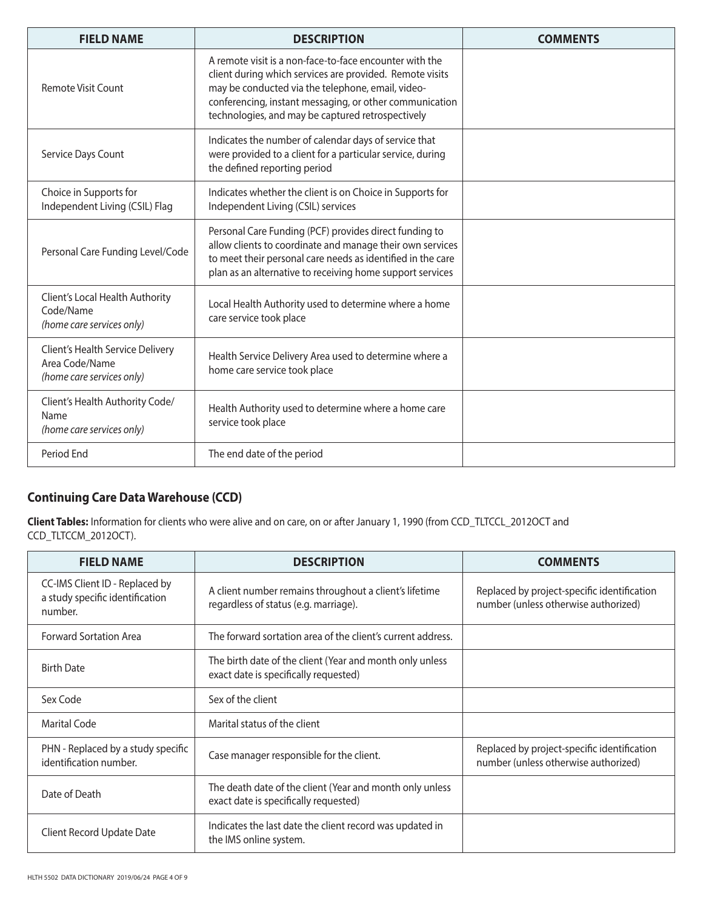| FIELD NAME | DESCRIPTION | COMMENTS |
|---|---|---|
| Remote Visit Count | A remote visit is a non-face-to-face encounter with the client during which services are provided. Remote visits may be conducted via the telephone, email, video-conferencing, instant messaging, or other communication technologies, and may be captured retrospectively | |
| Service Days Count | Indicates the number of calendar days of service that were provided to a client for a particular service, during the defined reporting period | |
| Choice in Supports for Independent Living (CSIL) Flag | Indicates whether the client is on Choice in Supports for Independent Living (CSIL) services | |
| Personal Care Funding Level/Code | Personal Care Funding (PCF) provides direct funding to allow clients to coordinate and manage their own services to meet their personal care needs as identified in the care plan as an alternative to receiving home support services | |
| Client's Local Health Authority Code/Name *(home care services only)* | Local Health Authority used to determine where a home care service took place | |
| Client's Health Service Delivery Area Code/Name *(home care services only)* | Health Service Delivery Area used to determine where a home care service took place | |
| Client's Health Authority Code/ Name *(home care services only)* | Health Authority used to determine where a home care service took place | |
| Period End | The end date of the period | |

## Continuing Care Data Warehouse (CCD)

**Client Tables:** Information for clients who were alive and on care, on or after January 1, 1990 (from CCD_TLTCCL_2012OCT and CCD_TLTCCM_2012OCT).

| FIELD NAME | DESCRIPTION | COMMENTS |
|---|---|---|
| CC-IMS Client ID - Replaced by a study specific identification number. | A client number remains throughout a client's lifetime regardless of status (e.g. marriage). | Replaced by project-specific identification number (unless otherwise authorized) |
| Forward Sortation Area | The forward sortation area of the client's current address. | |
| Birth Date | The birth date of the client (Year and month only unless exact date is specifically requested) | |
| Sex Code | Sex of the client | |
| Marital Code | Marital status of the client | |
| PHN - Replaced by a study specific identification number. | Case manager responsible for the client. | Replaced by project-specific identification number (unless otherwise authorized) |
| Date of Death | The death date of the client (Year and month only unless exact date is specifically requested) | |
| Client Record Update Date | Indicates the last date the client record was updated in the IMS online system. | |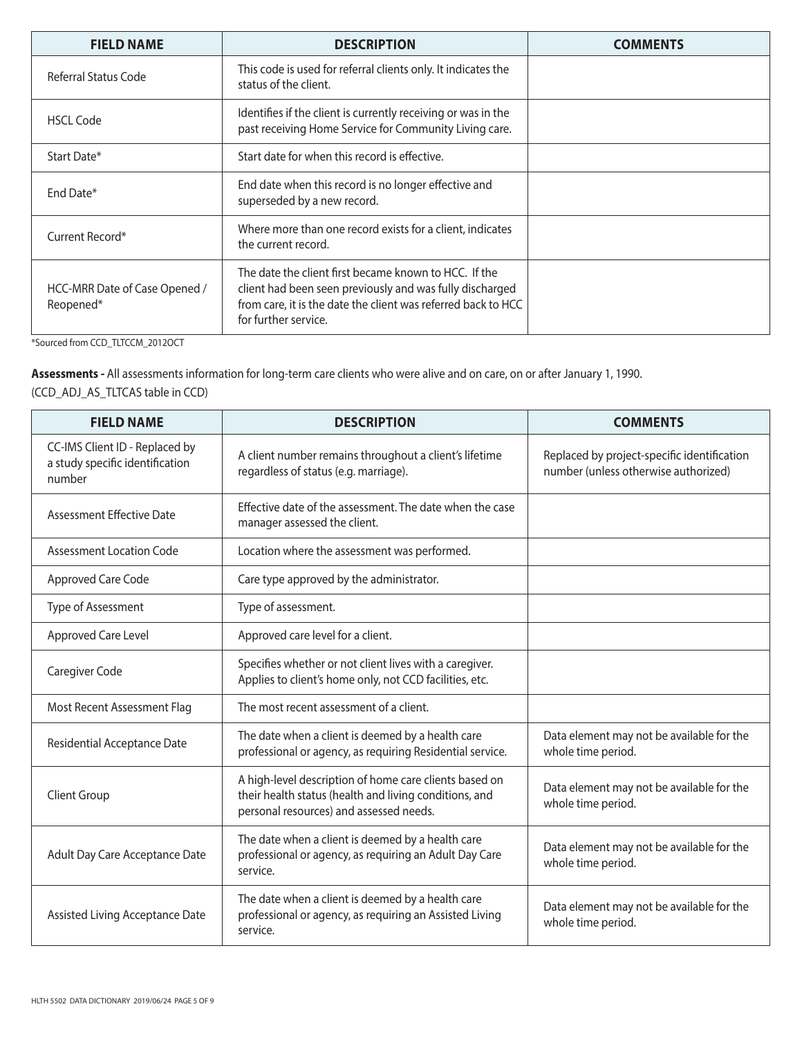| FIELD NAME | DESCRIPTION | COMMENTS |
|---|---|---|
| Referral Status Code | This code is used for referral clients only. It indicates the status of the client. | |
| HSCL Code | Identifies if the client is currently receiving or was in the past receiving Home Service for Community Living care. | |
| Start Date* | Start date for when this record is effective. | |
| End Date* | End date when this record is no longer effective and superseded by a new record. | |
| Current Record* | Where more than one record exists for a client, indicates the current record. | |
| HCC-MRR Date of Case Opened / Reopened* | The date the client first became known to HCC. If the client had been seen previously and was fully discharged from care, it is the date the client was referred back to HCC for further service. | |

*Sourced from CCD_TLTCCM_2012OCT

**Assessments -** All assessments information for long-term care clients who were alive and on care, on or after January 1, 1990.
(CCD_ADJ_AS_TLTCAS table in CCD)

| FIELD NAME | DESCRIPTION | COMMENTS |
|---|---|---|
| CC-IMS Client ID - Replaced by a study specific identification number | A client number remains throughout a client's lifetime regardless of status (e.g. marriage). | Replaced by project-specific identification number (unless otherwise authorized) |
| Assessment Effective Date | Effective date of the assessment. The date when the case manager assessed the client. | |
| Assessment Location Code | Location where the assessment was performed. | |
| Approved Care Code | Care type approved by the administrator. | |
| Type of Assessment | Type of assessment. | |
| Approved Care Level | Approved care level for a client. | |
| Caregiver Code | Specifies whether or not client lives with a caregiver. Applies to client's home only, not CCD facilities, etc. | |
| Most Recent Assessment Flag | The most recent assessment of a client. | |
| Residential Acceptance Date | The date when a client is deemed by a health care professional or agency, as requiring Residential service. | Data element may not be available for the whole time period. |
| Client Group | A high-level description of home care clients based on their health status (health and living conditions, and personal resources) and assessed needs. | Data element may not be available for the whole time period. |
| Adult Day Care Acceptance Date | The date when a client is deemed by a health care professional or agency, as requiring an Adult Day Care service. | Data element may not be available for the whole time period. |
| Assisted Living Acceptance Date | The date when a client is deemed by a health care professional or agency, as requiring an Assisted Living service. | Data element may not be available for the whole time period. |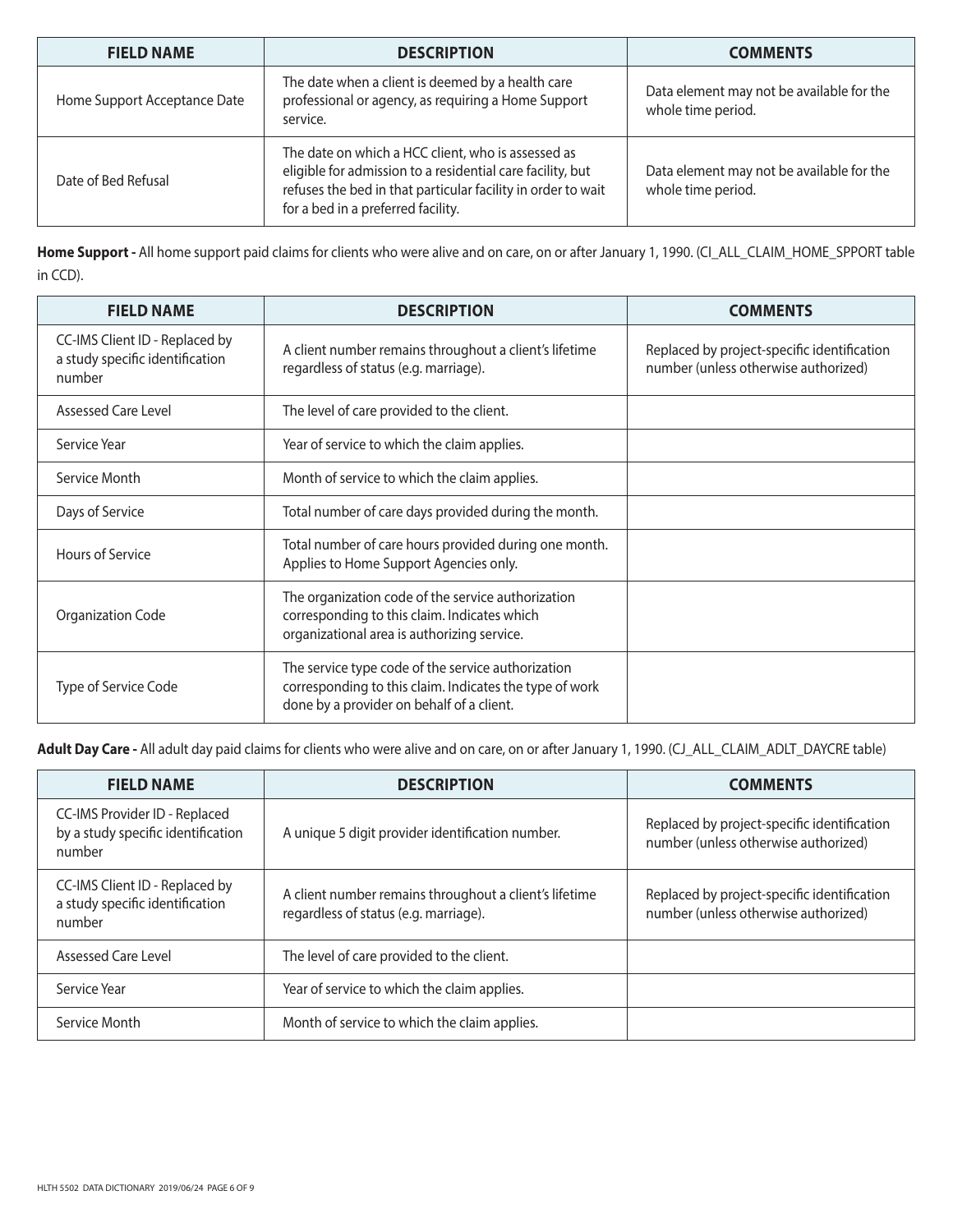| FIELD NAME | DESCRIPTION | COMMENTS |
| --- | --- | --- |
| Home Support Acceptance Date | The date when a client is deemed by a health care professional or agency, as requiring a Home Support service. | Data element may not be available for the whole time period. |
| Date of Bed Refusal | The date on which a HCC client, who is assessed as eligible for admission to a residential care facility, but refuses the bed in that particular facility in order to wait for a bed in a preferred facility. | Data element may not be available for the whole time period. |

**Home Support -** All home support paid claims for clients who were alive and on care, on or after January 1, 1990. (CI_ALL_CLAIM_HOME_SPPORT table in CCD).

| FIELD NAME | DESCRIPTION | COMMENTS |
| --- | --- | --- |
| CC-IMS Client ID - Replaced by a study specific identification number | A client number remains throughout a client's lifetime regardless of status (e.g. marriage). | Replaced by project-specific identification number (unless otherwise authorized) |
| Assessed Care Level | The level of care provided to the client. | |
| Service Year | Year of service to which the claim applies. | |
| Service Month | Month of service to which the claim applies. | |
| Days of Service | Total number of care days provided during the month. | |
| Hours of Service | Total number of care hours provided during one month. Applies to Home Support Agencies only. | |
| Organization Code | The organization code of the service authorization corresponding to this claim. Indicates which organizational area is authorizing service. | |
| Type of Service Code | The service type code of the service authorization corresponding to this claim. Indicates the type of work done by a provider on behalf of a client. | |

**Adult Day Care -** All adult day paid claims for clients who were alive and on care, on or after January 1, 1990. (CJ_ALL_CLAIM_ADLT_DAYCRE table)

| FIELD NAME | DESCRIPTION | COMMENTS |
| --- | --- | --- |
| CC-IMS Provider ID - Replaced by a study specific identification number | A unique 5 digit provider identification number. | Replaced by project-specific identification number (unless otherwise authorized) |
| CC-IMS Client ID - Replaced by a study specific identification number | A client number remains throughout a client's lifetime regardless of status (e.g. marriage). | Replaced by project-specific identification number (unless otherwise authorized) |
| Assessed Care Level | The level of care provided to the client. | |
| Service Year | Year of service to which the claim applies. | |
| Service Month | Month of service to which the claim applies. | |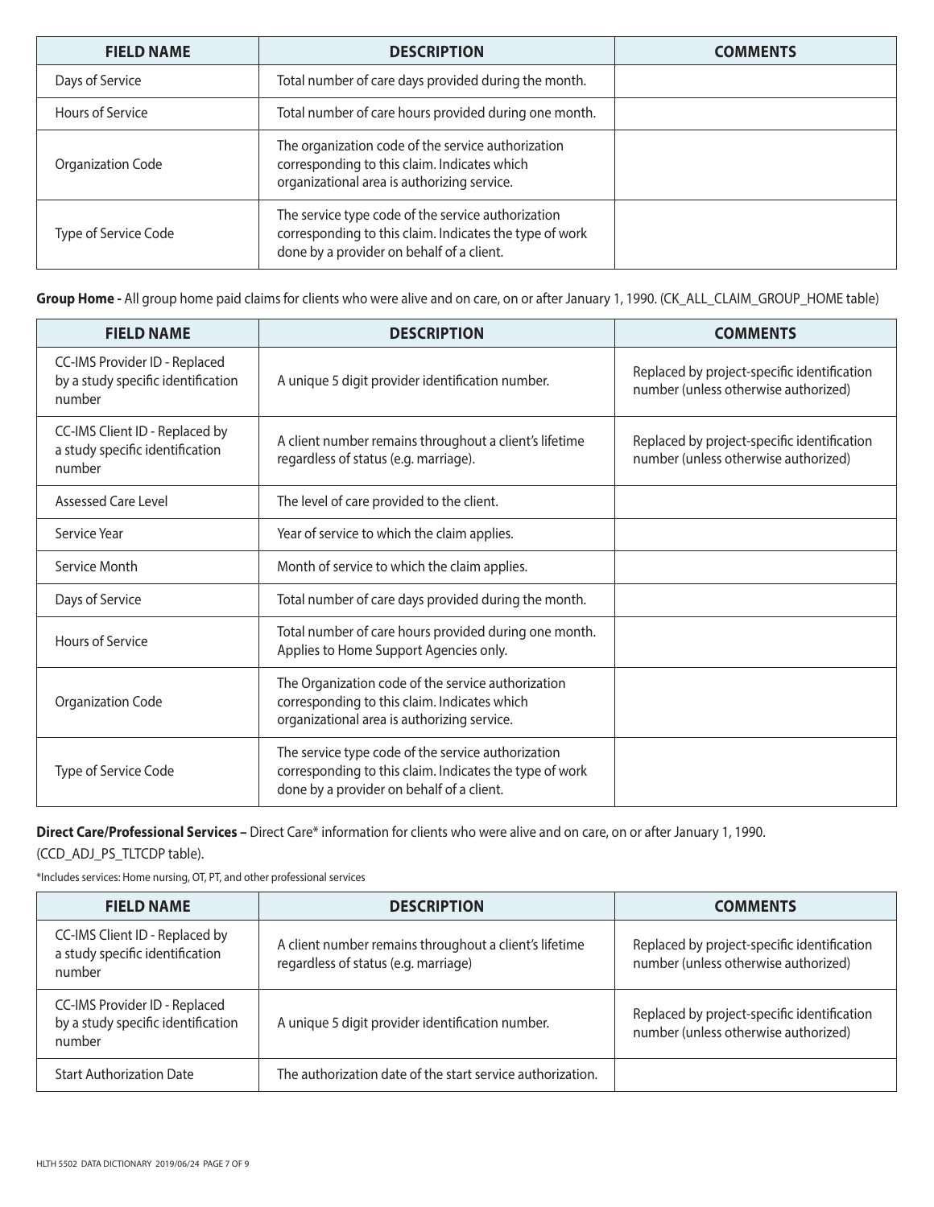| FIELD NAME | DESCRIPTION | COMMENTS |
|---|---|---|
| Days of Service | Total number of care days provided during the month. | |
| Hours of Service | Total number of care hours provided during one month. | |
| Organization Code | The organization code of the service authorization corresponding to this claim. Indicates which organizational area is authorizing service. | |
| Type of Service Code | The service type code of the service authorization corresponding to this claim. Indicates the type of work done by a provider on behalf of a client. | |

**Group Home -** All group home paid claims for clients who were alive and on care, on or after January 1, 1990. (CK_ALL_CLAIM_GROUP_HOME table)

| FIELD NAME | DESCRIPTION | COMMENTS |
|---|---|---|
| CC-IMS Provider ID - Replaced by a study specific identification number | A unique 5 digit provider identification number. | Replaced by project-specific identification number (unless otherwise authorized) |
| CC-IMS Client ID - Replaced by a study specific identification number | A client number remains throughout a client's lifetime regardless of status (e.g. marriage). | Replaced by project-specific identification number (unless otherwise authorized) |
| Assessed Care Level | The level of care provided to the client. | |
| Service Year | Year of service to which the claim applies. | |
| Service Month | Month of service to which the claim applies. | |
| Days of Service | Total number of care days provided during the month. | |
| Hours of Service | Total number of care hours provided during one month. Applies to Home Support Agencies only. | |
| Organization Code | The Organization code of the service authorization corresponding to this claim. Indicates which organizational area is authorizing service. | |
| Type of Service Code | The service type code of the service authorization corresponding to this claim. Indicates the type of work done by a provider on behalf of a client. | |

**Direct Care/Professional Services –** Direct Care* information for clients who were alive and on care, on or after January 1, 1990. (CCD_ADJ_PS_TLTCDP table).

*Includes services: Home nursing, OT, PT, and other professional services

| FIELD NAME | DESCRIPTION | COMMENTS |
|---|---|---|
| CC-IMS Client ID - Replaced by a study specific identification number | A client number remains throughout a client's lifetime regardless of status (e.g. marriage) | Replaced by project-specific identification number (unless otherwise authorized) |
| CC-IMS Provider ID - Replaced by a study specific identification number | A unique 5 digit provider identification number. | Replaced by project-specific identification number (unless otherwise authorized) |
| Start Authorization Date | The authorization date of the start service authorization. | |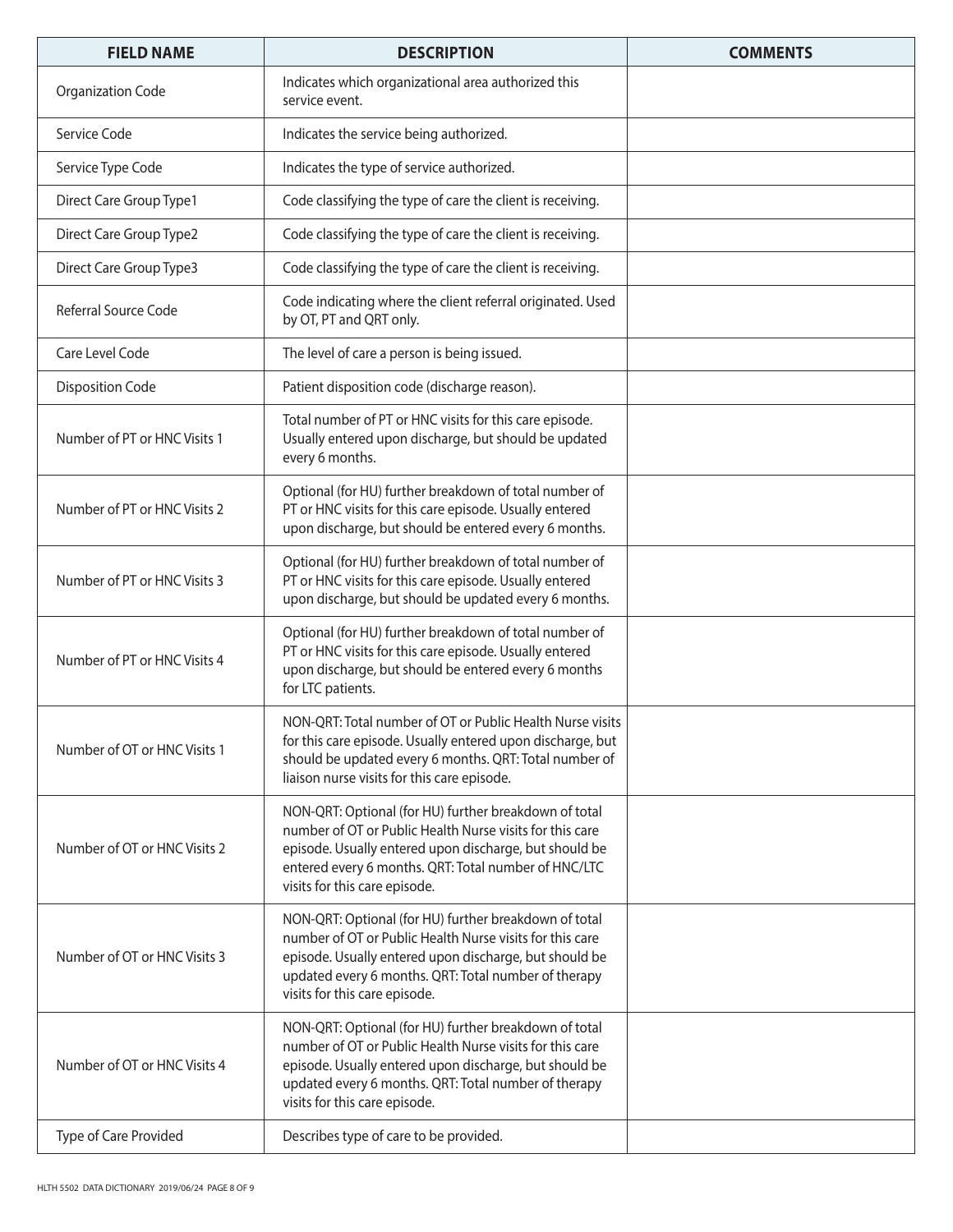| FIELD NAME | DESCRIPTION | COMMENTS |
|---|---|---|
| Organization Code | Indicates which organizational area authorized this service event. | |
| Service Code | Indicates the service being authorized. | |
| Service Type Code | Indicates the type of service authorized. | |
| Direct Care Group Type1 | Code classifying the type of care the client is receiving. | |
| Direct Care Group Type2 | Code classifying the type of care the client is receiving. | |
| Direct Care Group Type3 | Code classifying the type of care the client is receiving. | |
| Referral Source Code | Code indicating where the client referral originated. Used by OT, PT and QRT only. | |
| Care Level Code | The level of care a person is being issued. | |
| Disposition Code | Patient disposition code (discharge reason). | |
| Number of PT or HNC Visits 1 | Total number of PT or HNC visits for this care episode. Usually entered upon discharge, but should be updated every 6 months. | |
| Number of PT or HNC Visits 2 | Optional (for HU) further breakdown of total number of PT or HNC visits for this care episode. Usually entered upon discharge, but should be entered every 6 months. | |
| Number of PT or HNC Visits 3 | Optional (for HU) further breakdown of total number of PT or HNC visits for this care episode. Usually entered upon discharge, but should be updated every 6 months. | |
| Number of PT or HNC Visits 4 | Optional (for HU) further breakdown of total number of PT or HNC visits for this care episode. Usually entered upon discharge, but should be entered every 6 months for LTC patients. | |
| Number of OT or HNC Visits 1 | NON-QRT: Total number of OT or Public Health Nurse visits for this care episode. Usually entered upon discharge, but should be updated every 6 months. QRT: Total number of liaison nurse visits for this care episode. | |
| Number of OT or HNC Visits 2 | NON-QRT: Optional (for HU) further breakdown of total number of OT or Public Health Nurse visits for this care episode. Usually entered upon discharge, but should be entered every 6 months. QRT: Total number of HNC/LTC visits for this care episode. | |
| Number of OT or HNC Visits 3 | NON-QRT: Optional (for HU) further breakdown of total number of OT or Public Health Nurse visits for this care episode. Usually entered upon discharge, but should be updated every 6 months. QRT: Total number of therapy visits for this care episode. | |
| Number of OT or HNC Visits 4 | NON-QRT: Optional (for HU) further breakdown of total number of OT or Public Health Nurse visits for this care episode. Usually entered upon discharge, but should be updated every 6 months. QRT: Total number of therapy visits for this care episode. | |
| Type of Care Provided | Describes type of care to be provided. | |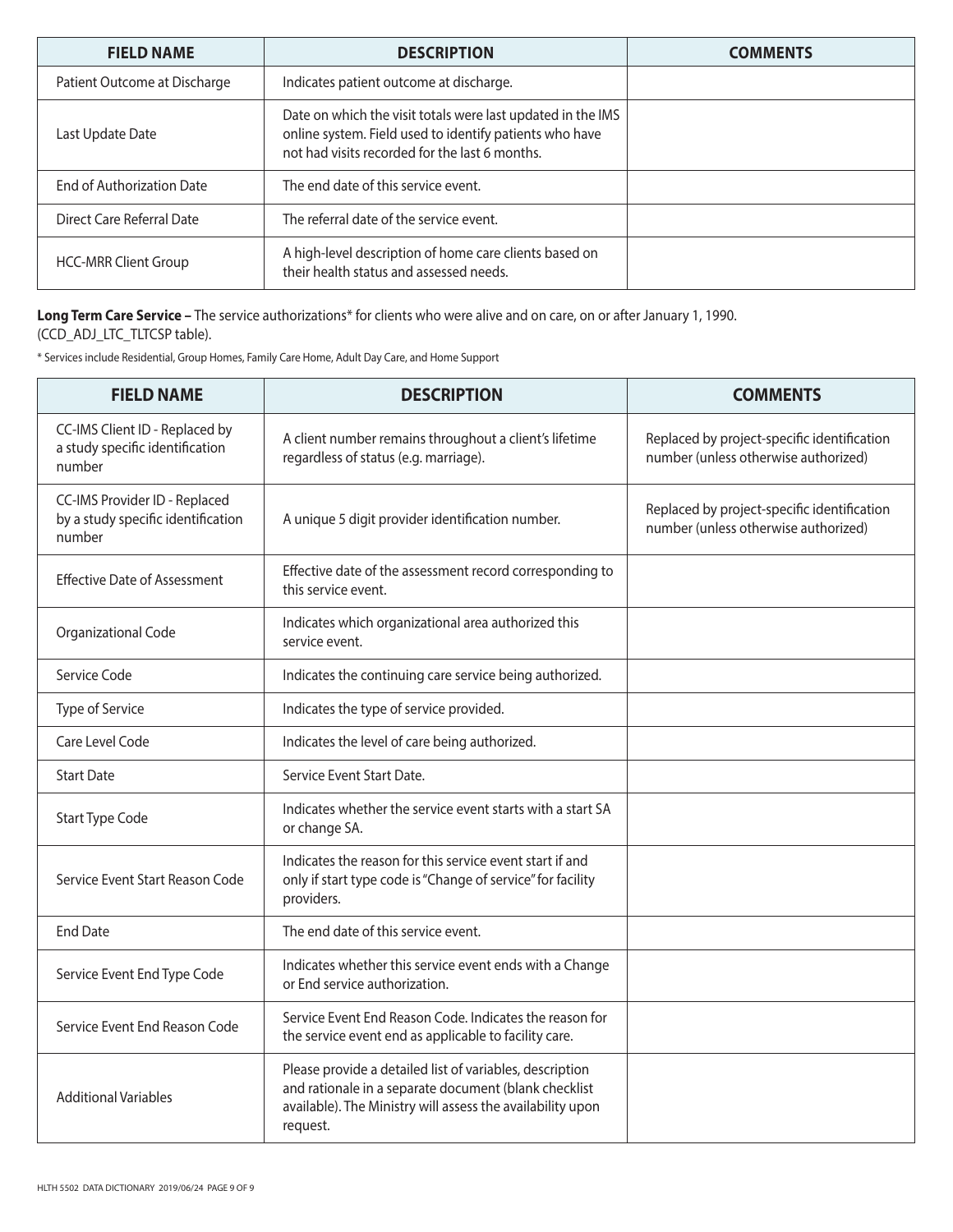| FIELD NAME | DESCRIPTION | COMMENTS |
|---|---|---|
| Patient Outcome at Discharge | Indicates patient outcome at discharge. | |
| Last Update Date | Date on which the visit totals were last updated in the IMS online system. Field used to identify patients who have not had visits recorded for the last 6 months. | |
| End of Authorization Date | The end date of this service event. | |
| Direct Care Referral Date | The referral date of the service event. | |
| HCC-MRR Client Group | A high-level description of home care clients based on their health status and assessed needs. | |

**Long Term Care Service –** The service authorizations* for clients who were alive and on care, on or after January 1, 1990. (CCD_ADJ_LTC_TLTCSP table).

* Services include Residential, Group Homes, Family Care Home, Adult Day Care, and Home Support

| FIELD NAME | DESCRIPTION | COMMENTS |
|---|---|---|
| CC-IMS Client ID - Replaced by a study specific identification number | A client number remains throughout a client's lifetime regardless of status (e.g. marriage). | Replaced by project-specific identification number (unless otherwise authorized) |
| CC-IMS Provider ID - Replaced by a study specific identification number | A unique 5 digit provider identification number. | Replaced by project-specific identification number (unless otherwise authorized) |
| Effective Date of Assessment | Effective date of the assessment record corresponding to this service event. | |
| Organizational Code | Indicates which organizational area authorized this service event. | |
| Service Code | Indicates the continuing care service being authorized. | |
| Type of Service | Indicates the type of service provided. | |
| Care Level Code | Indicates the level of care being authorized. | |
| Start Date | Service Event Start Date. | |
| Start Type Code | Indicates whether the service event starts with a start SA or change SA. | |
| Service Event Start Reason Code | Indicates the reason for this service event start if and only if start type code is "Change of service" for facility providers. | |
| End Date | The end date of this service event. | |
| Service Event End Type Code | Indicates whether this service event ends with a Change or End service authorization. | |
| Service Event End Reason Code | Service Event End Reason Code. Indicates the reason for the service event end as applicable to facility care. | |
| Additional Variables | Please provide a detailed list of variables, description and rationale in a separate document (blank checklist available). The Ministry will assess the availability upon request. | |